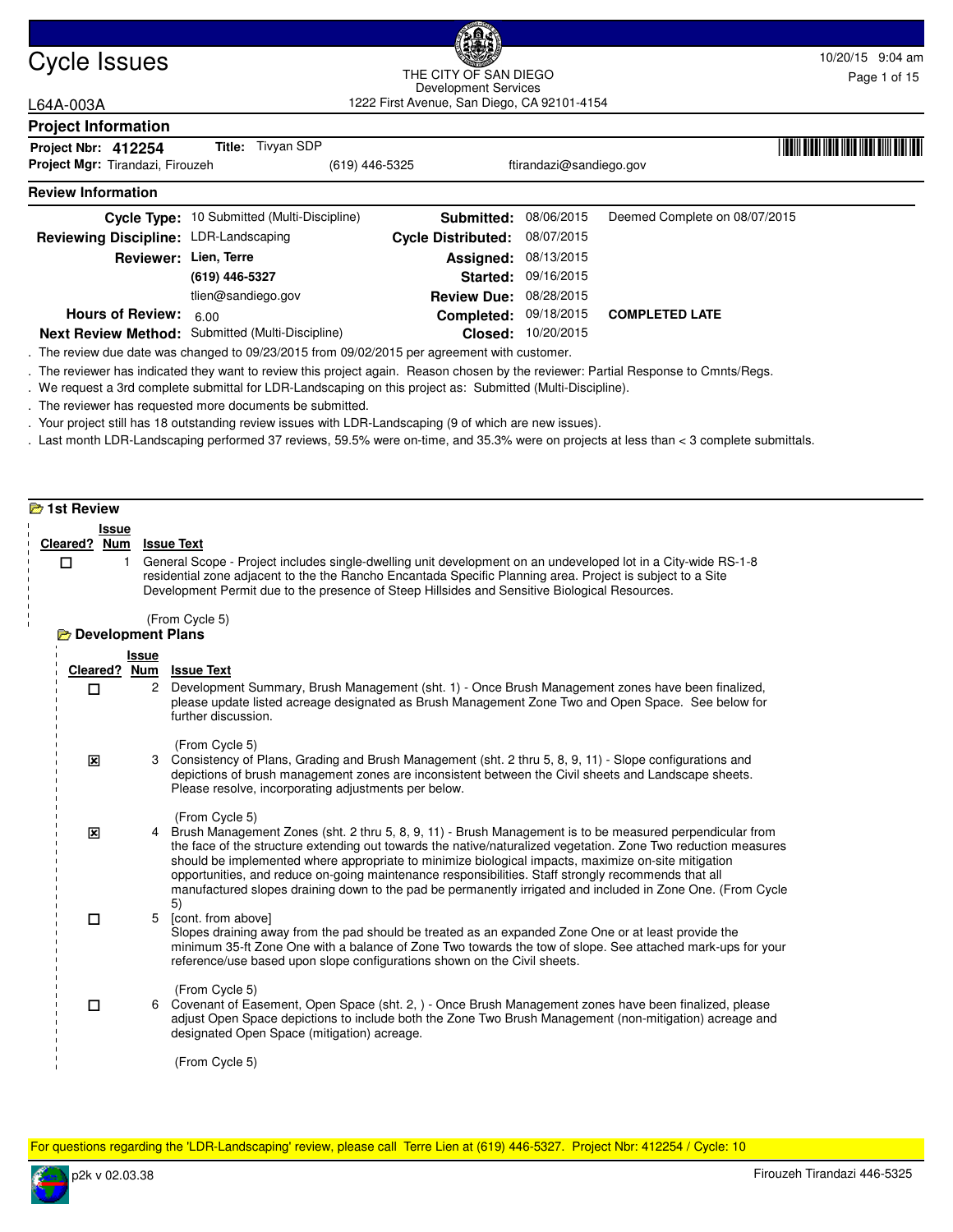# Cycle Issues

THE CITY OF SAN DIEGO
Development Services
1222 First Avenue, San Diego, CA 92101-4154

10/20/15 9:04 am

L64A-003A

## Project Information

**Project Nbr:** 412254 **Title:** Tivyan SDP
**Project Mgr:** Tirandazi, Firouzeh (619) 446-5325 ftirandazi@sandiego.gov

## Review Information

| | | | | |
|---|---|---|---|---|
| **Cycle Type:** | 10 Submitted (Multi-Discipline) | **Submitted:** | 08/06/2015 | Deemed Complete on 08/07/2015 |
| **Reviewing Discipline:** | LDR-Landscaping | **Cycle Distributed:** | 08/07/2015 | |
| **Reviewer:** | **Lien, Terre** | **Assigned:** | 08/13/2015 | |
| | **(619) 446-5327** | **Started:** | 09/16/2015 | |
| | tlien@sandiego.gov | **Review Due:** | 08/28/2015 | |
| **Hours of Review:** | 6.00 | **Completed:** | 09/18/2015 | **COMPLETED LATE** |
| **Next Review Method:** | Submitted (Multi-Discipline) | **Closed:** | 10/20/2015 | |

. The review due date was changed to 09/23/2015 from 09/02/2015 per agreement with customer.
. The reviewer has indicated they want to review this project again. Reason chosen by the reviewer: Partial Response to Cmnts/Regs.
. We request a 3rd complete submittal for LDR-Landscaping on this project as: Submitted (Multi-Discipline).
. The reviewer has requested more documents be submitted.
. Your project still has 18 outstanding review issues with LDR-Landscaping (9 of which are new issues).
. Last month LDR-Landscaping performed 37 reviews, 59.5% were on-time, and 35.3% were on projects at less than < 3 complete submittals.

## 1st Review

| Cleared? | Issue Num | Issue Text |
|---|---|---|
| ☐ | 1 | General Scope - Project includes single-dwelling unit development on an undeveloped lot in a City-wide RS-1-8 residential zone adjacent to the Rancho Encantada Specific Planning area. Project is subject to a Site Development Permit due to the presence of Steep Hillsides and Sensitive Biological Resources.<br><br>(From Cycle 5) |

### Development Plans

| Cleared? | Issue Num | Issue Text |
|---|---|---|
| ☐ | 2 | Development Summary, Brush Management (sht. 1) - Once Brush Management zones have been finalized, please update listed acreage designated as Brush Management Zone Two and Open Space. See below for further discussion.<br><br>(From Cycle 5) |
| ☒ | 3 | Consistency of Plans, Grading and Brush Management (sht. 2 thru 5, 8, 9, 11) - Slope configurations and depictions of brush management zones are inconsistent between the Civil sheets and Landscape sheets. Please resolve, incorporating adjustments per below.<br><br>(From Cycle 5) |
| ☒ | 4 | Brush Management Zones (sht. 2 thru 5, 8, 9, 11) - Brush Management is to be measured perpendicular from the face of the structure extending out towards the native/naturalized vegetation. Zone Two reduction measures should be implemented where appropriate to minimize biological impacts, maximize on-site mitigation opportunities, and reduce on-going maintenance responsibilities. Staff strongly recommends that all manufactured slopes draining down to the pad be permanently irrigated and included in Zone One. (From Cycle 5) |
| ☐ | 5 | [cont. from above]<br>Slopes draining away from the pad should be treated as an expanded Zone One or at least provide the minimum 35-ft Zone One with a balance of Zone Two towards the tow of slope. See attached mark-ups for your reference/use based upon slope configurations shown on the Civil sheets.<br><br>(From Cycle 5) |
| ☐ | 6 | Covenant of Easement, Open Space (sht. 2, ) - Once Brush Management zones have been finalized, please adjust Open Space depictions to include both the Zone Two Brush Management (non-mitigation) acreage and designated Open Space (mitigation) acreage.<br><br>(From Cycle 5) |

For questions regarding the 'LDR-Landscaping' review, please call Terre Lien at (619) 446-5327. Project Nbr: 412254 / Cycle: 10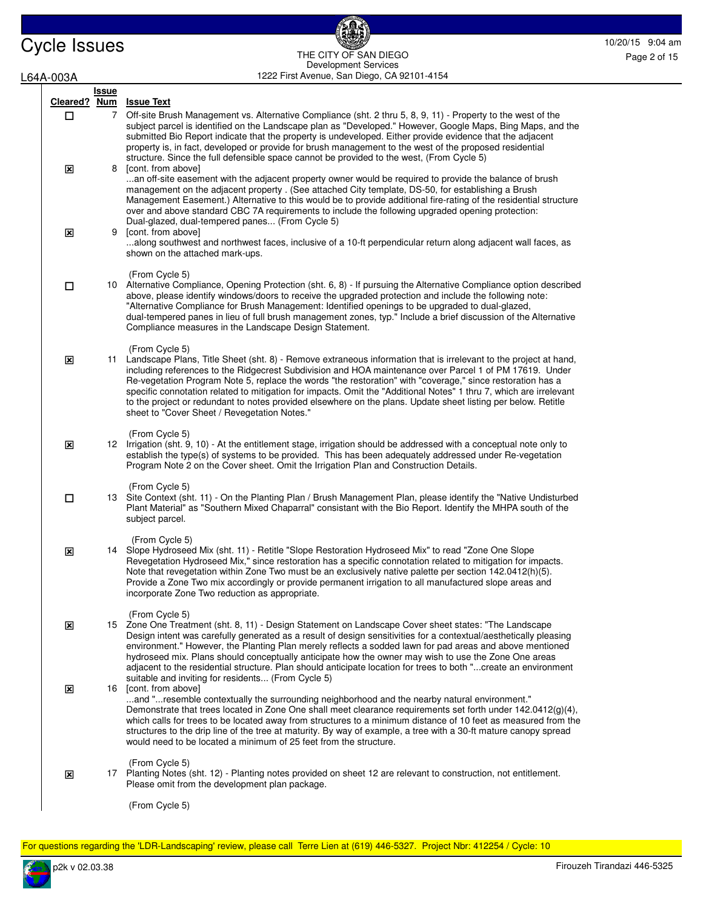| Cleared? | Issue Num | Issue Text |
|---|---|---|
| ☐ | 7 | Off-site Brush Management vs. Alternative Compliance (sht. 2 thru 5, 8, 9, 11) - Property to the west of the subject parcel is identified on the Landscape plan as "Developed." However, Google Maps, Bing Maps, and the submitted Bio Report indicate that the property is undeveloped. Either provide evidence that the adjacent property is, in fact, developed or provide for brush management to the west of the proposed residential structure. Since the full defensible space cannot be provided to the west, (From Cycle 5) |
| ☒ | 8 | [cont. from above] ...an off-site easement with the adjacent property owner would be required to provide the balance of brush management on the adjacent property . (See attached City template, DS-50, for establishing a Brush Management Easement.) Alternative to this would be to provide additional fire-rating of the residential structure over and above standard CBC 7A requirements to include the following upgraded opening protection: Dual-glazed, dual-tempered panes... (From Cycle 5) |
| ☒ | 9 | [cont. from above] ...along southwest and northwest faces, inclusive of a 10-ft perpendicular return along adjacent wall faces, as shown on the attached mark-ups. (From Cycle 5) |
| ☐ | 10 | Alternative Compliance, Opening Protection (sht. 6, 8) - If pursuing the Alternative Compliance option described above, please identify windows/doors to receive the upgraded protection and include the following note: "Alternative Compliance for Brush Management: Identified openings to be upgraded to dual-glazed, dual-tempered panes in lieu of full brush management zones, typ." Include a brief discussion of the Alternative Compliance measures in the Landscape Design Statement. (From Cycle 5) |
| ☒ | 11 | Landscape Plans, Title Sheet (sht. 8) - Remove extraneous information that is irrelevant to the project at hand, including references to the Ridgecrest Subdivision and HOA maintenance over Parcel 1 of PM 17619. Under Re-vegetation Program Note 5, replace the words "the restoration" with "coverage," since restoration has a specific connotation related to mitigation for impacts. Omit the "Additional Notes" 1 thru 7, which are irrelevant to the project or redundant to notes provided elsewhere on the plans. Update sheet listing per below. Retitle sheet to "Cover Sheet / Revegetation Notes." (From Cycle 5) |
| ☒ | 12 | Irrigation (sht. 9, 10) - At the entitlement stage, irrigation should be addressed with a conceptual note only to establish the type(s) of systems to be provided. This has been adequately addressed under Re-vegetation Program Note 2 on the Cover sheet. Omit the Irrigation Plan and Construction Details. (From Cycle 5) |
| ☐ | 13 | Site Context (sht. 11) - On the Planting Plan / Brush Management Plan, please identify the "Native Undisturbed Plant Material" as "Southern Mixed Chaparral" consistant with the Bio Report. Identify the MHPA south of the subject parcel. (From Cycle 5) |
| ☒ | 14 | Slope Hydroseed Mix (sht. 11) - Retitle "Slope Restoration Hydroseed Mix" to read "Zone One Slope Revegetation Hydroseed Mix," since restoration has a specific connotation related to mitigation for impacts. Note that revegetation within Zone Two must be an exclusively native palette per section 142.0412(h)(5). Provide a Zone Two mix accordingly or provide permanent irrigation to all manufactured slope areas and incorporate Zone Two reduction as appropriate. (From Cycle 5) |
| ☒ | 15 | Zone One Treatment (sht. 8, 11) - Design Statement on Landscape Cover sheet states: "The Landscape Design intent was carefully generated as a result of design sensitivities for a contextual/aesthetically pleasing environment." However, the Planting Plan merely reflects a sodded lawn for pad areas and above mentioned hydroseed mix. Plans should conceptually anticipate how the owner may wish to use the Zone One areas adjacent to the residential structure. Plan should anticipate location for trees to both "...create an environment suitable and inviting for residents... (From Cycle 5) |
| ☒ | 16 | [cont. from above] ...and "...resemble contextually the surrounding neighborhood and the nearby natural environment." Demonstrate that trees located in Zone One shall meet clearance requirements set forth under 142.0412(g)(4), which calls for trees to be located away from structures to a minimum distance of 10 feet as measured from the structures to the drip line of the tree at maturity. By way of example, a tree with a 30-ft mature canopy spread would need to be located a minimum of 25 feet from the structure. (From Cycle 5) |
| ☒ | 17 | Planting Notes (sht. 12) - Planting notes provided on sheet 12 are relevant to construction, not entitlement. Please omit from the development plan package. (From Cycle 5) |

For questions regarding the 'LDR-Landscaping' review, please call Terre Lien at (619) 446-5327. Project Nbr: 412254 / Cycle: 10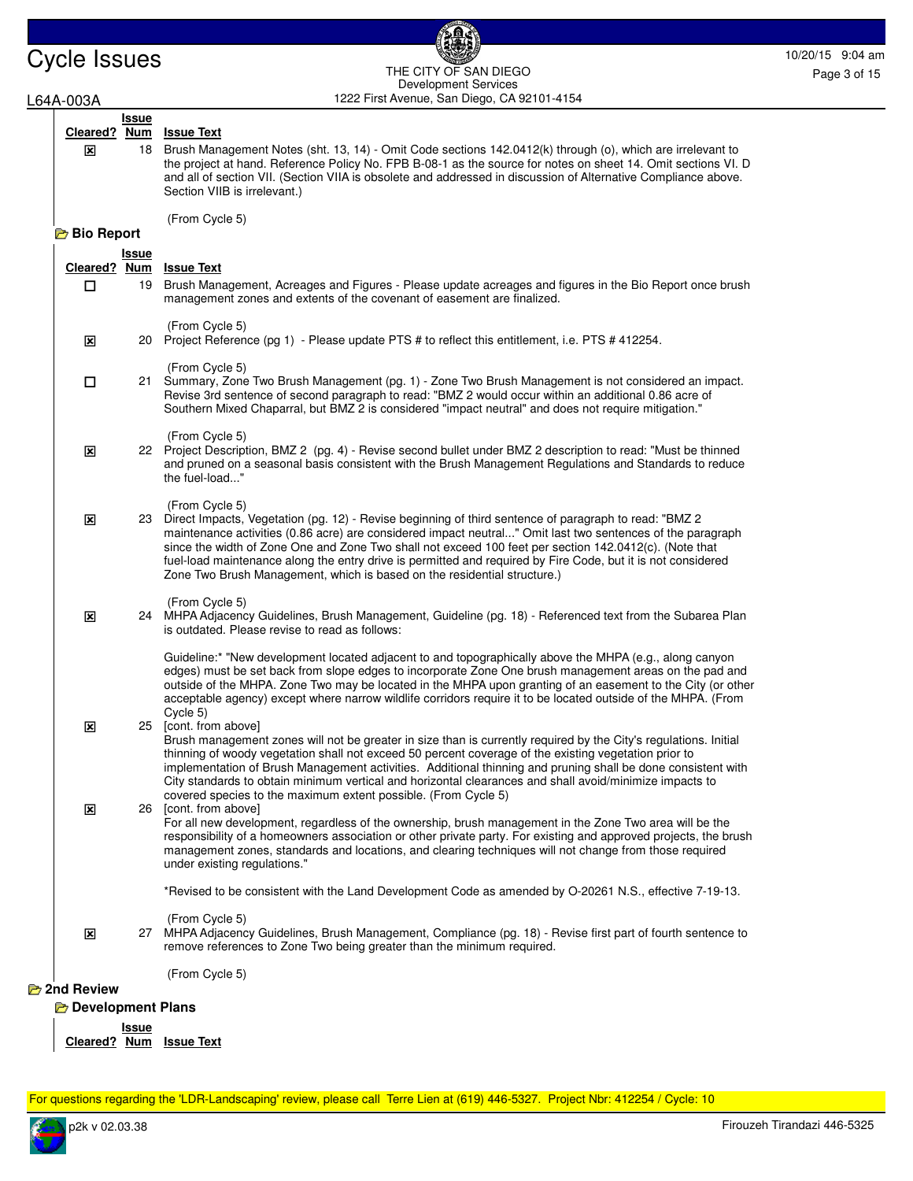| Cleared? | Issue Num | Issue Text |
|---|---|---|
| ☒ | 18 | Brush Management Notes (sht. 13, 14) - Omit Code sections 142.0412(k) through (o), which are irrelevant to the project at hand. Reference Policy No. FPB B-08-1 as the source for notes on sheet 14. Omit sections VI. D and all of section VII. (Section VIIA is obsolete and addressed in discussion of Alternative Compliance above. Section VIIB is irrelevant.)<br><br>(From Cycle 5) |

### Bio Report

| Cleared? | Issue Num | Issue Text |
|---|---|---|
| ☐ | 19 | Brush Management, Acreages and Figures - Please update acreages and figures in the Bio Report once brush management zones and extents of the covenant of easement are finalized.<br><br>(From Cycle 5) |
| ☒ | 20 | Project Reference (pg 1) - Please update PTS # to reflect this entitlement, i.e. PTS # 412254.<br><br>(From Cycle 5) |
| ☐ | 21 | Summary, Zone Two Brush Management (pg. 1) - Zone Two Brush Management is not considered an impact. Revise 3rd sentence of second paragraph to read: "BMZ 2 would occur within an additional 0.86 acre of Southern Mixed Chaparral, but BMZ 2 is considered "impact neutral" and does not require mitigation."<br><br>(From Cycle 5) |
| ☒ | 22 | Project Description, BMZ 2 (pg. 4) - Revise second bullet under BMZ 2 description to read: "Must be thinned and pruned on a seasonal basis consistent with the Brush Management Regulations and Standards to reduce the fuel-load..."<br><br>(From Cycle 5) |
| ☒ | 23 | Direct Impacts, Vegetation (pg. 12) - Revise beginning of third sentence of paragraph to read: "BMZ 2 maintenance activities (0.86 acre) are considered impact neutral..." Omit last two sentences of the paragraph since the width of Zone One and Zone Two shall not exceed 100 feet per section 142.0412(c). (Note that fuel-load maintenance along the entry drive is permitted and required by Fire Code, but it is not considered Zone Two Brush Management, which is based on the residential structure.)<br><br>(From Cycle 5) |
| ☒ | 24 | MHPA Adjacency Guidelines, Brush Management, Guideline (pg. 18) - Referenced text from the Subarea Plan is outdated. Please revise to read as follows:<br><br>Guideline:* "New development located adjacent to and topographically above the MHPA (e.g., along canyon edges) must be set back from slope edges to incorporate Zone One brush management areas on the pad and outside of the MHPA. Zone Two may be located in the MHPA upon granting of an easement to the City (or other acceptable agency) except where narrow wildlife corridors require it to be located outside of the MHPA. (From Cycle 5) |
| ☒ | 25 | [cont. from above]<br>Brush management zones will not be greater in size than is currently required by the City's regulations. Initial thinning of woody vegetation shall not exceed 50 percent coverage of the existing vegetation prior to implementation of Brush Management activities. Additional thinning and pruning shall be done consistent with City standards to obtain minimum vertical and horizontal clearances and shall avoid/minimize impacts to covered species to the maximum extent possible. (From Cycle 5) |
| ☒ | 26 | [cont. from above]<br>For all new development, regardless of the ownership, brush management in the Zone Two area will be the responsibility of a homeowners association or other private party. For existing and approved projects, the brush management zones, standards and locations, and clearing techniques will not change from those required under existing regulations."<br><br>*Revised to be consistent with the Land Development Code as amended by O-20261 N.S., effective 7-19-13.<br><br>(From Cycle 5) |
| ☒ | 27 | MHPA Adjacency Guidelines, Brush Management, Compliance (pg. 18) - Revise first part of fourth sentence to remove references to Zone Two being greater than the minimum required.<br><br>(From Cycle 5) |

## 2nd Review

### Development Plans

| Cleared? | Issue Num | Issue Text |
|---|---|---|

For questions regarding the 'LDR-Landscaping' review, please call Terre Lien at (619) 446-5327. Project Nbr: 412254 / Cycle: 10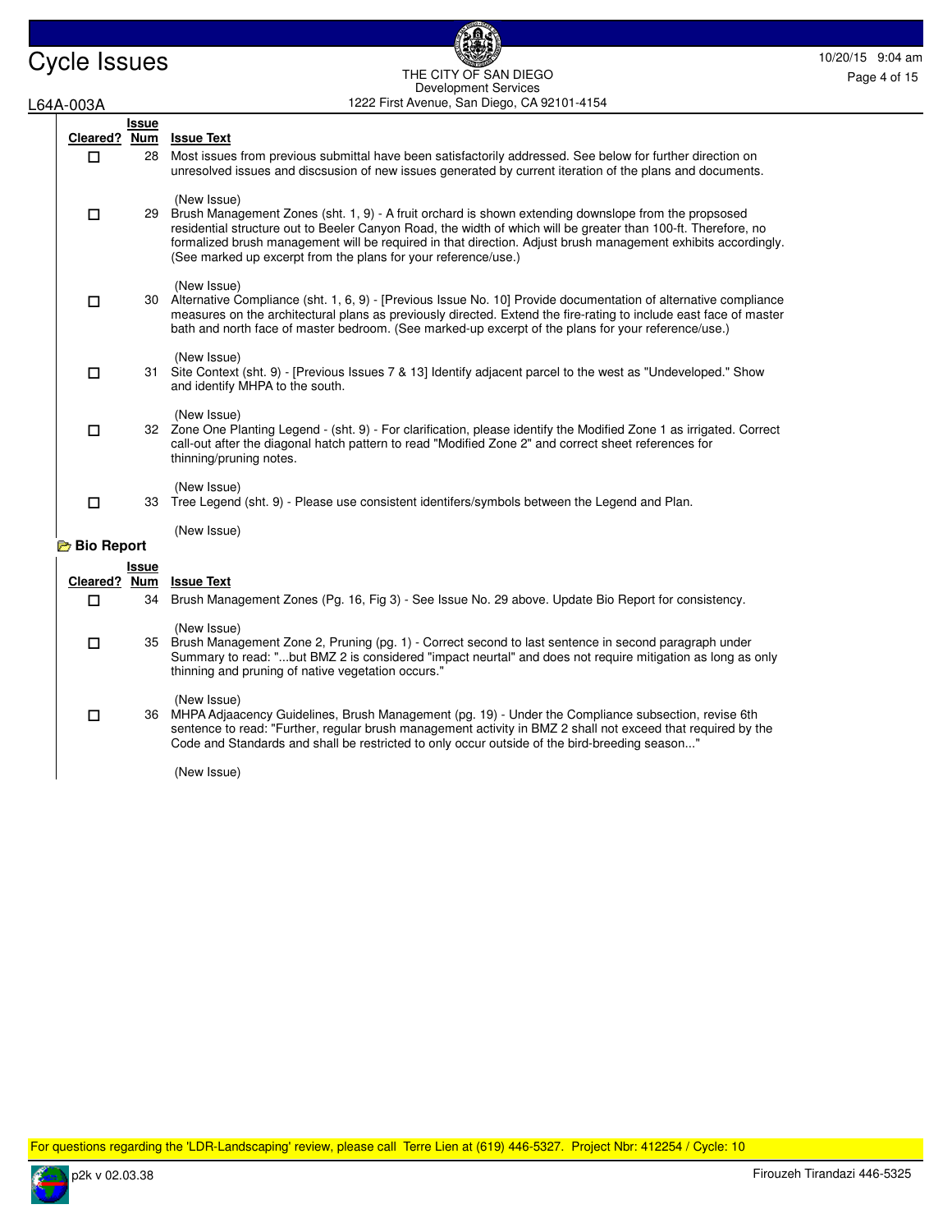| Cleared? | Issue Num | Issue Text |
|---|---|---|
| ☐ | 28 | Most issues from previous submittal have been satisfactorily addressed. See below for further direction on unresolved issues and discsusion of new issues generated by current iteration of the plans and documents.<br><br>(New Issue) |
| ☐ | 29 | Brush Management Zones (sht. 1, 9) - A fruit orchard is shown extending downslope from the propsosed residential structure out to Beeler Canyon Road, the width of which will be greater than 100-ft. Therefore, no formalized brush management will be required in that direction. Adjust brush management exhibits accordingly. (See marked up excerpt from the plans for your reference/use.)<br><br>(New Issue) |
| ☐ | 30 | Alternative Compliance (sht. 1, 6, 9) - [Previous Issue No. 10] Provide documentation of alternative compliance measures on the architectural plans as previously directed. Extend the fire-rating to include east face of master bath and north face of master bedroom. (See marked-up excerpt of the plans for your reference/use.)<br><br>(New Issue) |
| ☐ | 31 | Site Context (sht. 9) - [Previous Issues 7 & 13] Identify adjacent parcel to the west as "Undeveloped." Show and identify MHPA to the south.<br><br>(New Issue) |
| ☐ | 32 | Zone One Planting Legend - (sht. 9) - For clarification, please identify the Modified Zone 1 as irrigated. Correct call-out after the diagonal hatch pattern to read "Modified Zone 2" and correct sheet references for thinning/pruning notes.<br><br>(New Issue) |
| ☐ | 33 | Tree Legend (sht. 9) - Please use consistent identifers/symbols between the Legend and Plan.<br><br>(New Issue) |

## Bio Report

| Cleared? | Issue Num | Issue Text |
|---|---|---|
| ☐ | 34 | Brush Management Zones (Pg. 16, Fig 3) - See Issue No. 29 above. Update Bio Report for consistency.<br><br>(New Issue) |
| ☐ | 35 | Brush Management Zone 2, Pruning (pg. 1) - Correct second to last sentence in second paragraph under Summary to read: "...but BMZ 2 is considered "impact neurtal" and does not require mitigation as long as only thinning and pruning of native vegetation occurs."<br><br>(New Issue) |
| ☐ | 36 | MHPA Adjaacency Guidelines, Brush Management (pg. 19) - Under the Compliance subsection, revise 6th sentence to read: "Further, regular brush management activity in BMZ 2 shall not exceed that required by the Code and Standards and shall be restricted to only occur outside of the bird-breeding season..."<br><br>(New Issue) |

For questions regarding the 'LDR-Landscaping' review, please call Terre Lien at (619) 446-5327. Project Nbr: 412254 / Cycle: 10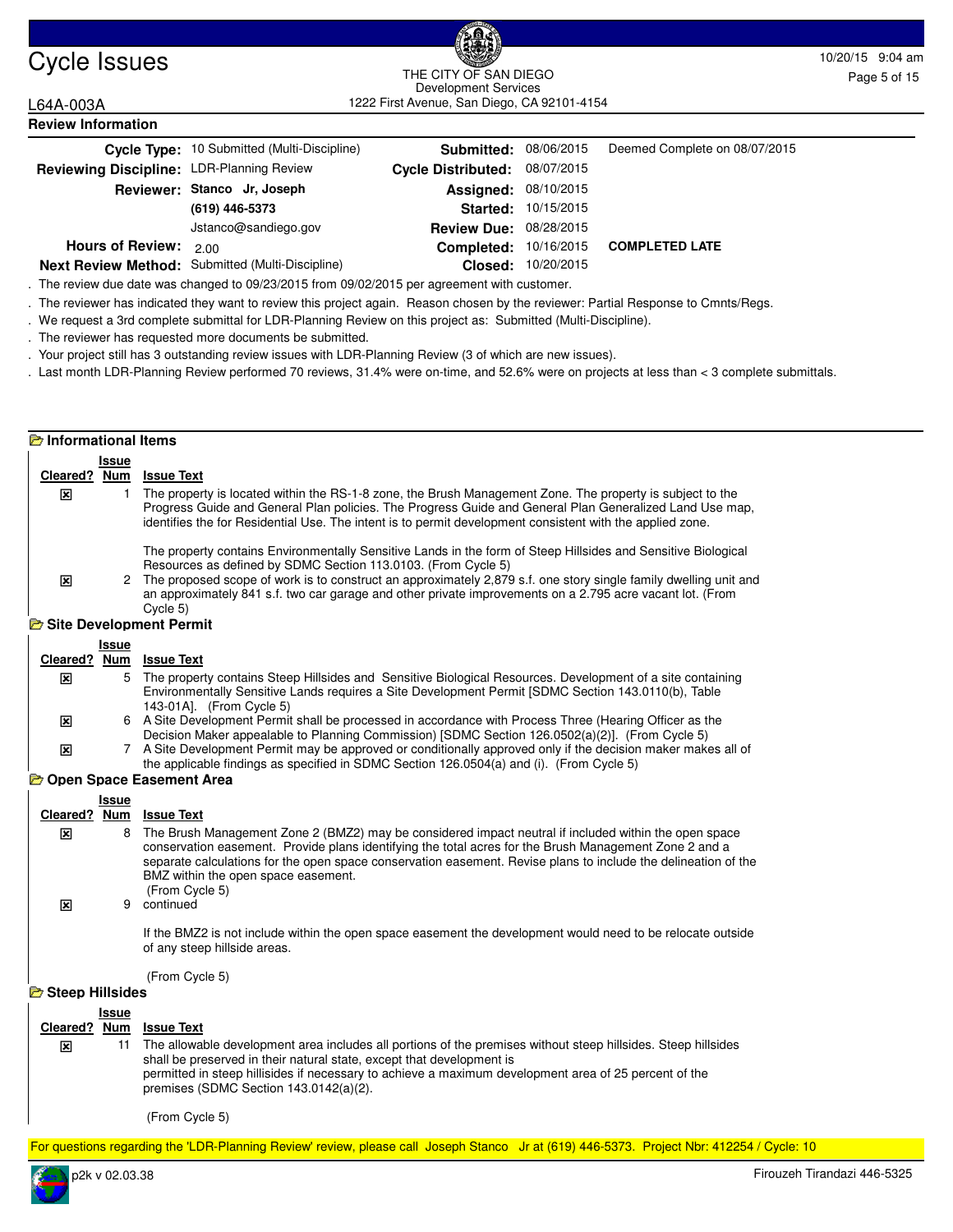# Cycle Issues

THE CITY OF SAN DIEGO
Development Services
1222 First Avenue, San Diego, CA 92101-4154

10/20/15 9:04 am

L64A-003A

## Review Information

| | | | | |
|---|---|---|---|---|
| **Cycle Type:** | 10 Submitted (Multi-Discipline) | **Submitted:** | 08/06/2015 | Deemed Complete on 08/07/2015 |
| **Reviewing Discipline:** | LDR-Planning Review | **Cycle Distributed:** | 08/07/2015 | |
| **Reviewer:** | **Stanco Jr, Joseph** | **Assigned:** | 08/10/2015 | |
| | **(619) 446-5373** | **Started:** | 10/15/2015 | |
| | Jstanco@sandiego.gov | **Review Due:** | 08/28/2015 | |
| **Hours of Review:** | 2.00 | **Completed:** | 10/16/2015 | **COMPLETED LATE** |
| **Next Review Method:** | Submitted (Multi-Discipline) | **Closed:** | 10/20/2015 | |

. The review due date was changed to 09/23/2015 from 09/02/2015 per agreement with customer.

. The reviewer has indicated they want to review this project again. Reason chosen by the reviewer: Partial Response to Cmnts/Regs.

. We request a 3rd complete submittal for LDR-Planning Review on this project as: Submitted (Multi-Discipline).

. The reviewer has requested more documents be submitted.

. Your project still has 3 outstanding review issues with LDR-Planning Review (3 of which are new issues).

. Last month LDR-Planning Review performed 70 reviews, 31.4% were on-time, and 52.6% were on projects at less than < 3 complete submittals.

### Informational Items

| Cleared? | Issue Num | Issue Text |
|---|---|---|
| ☒ | 1 | The property is located within the RS-1-8 zone, the Brush Management Zone. The property is subject to the Progress Guide and General Plan policies. The Progress Guide and General Plan Generalized Land Use map, identifies the for Residential Use. The intent is to permit development consistent with the applied zone. The property contains Environmentally Sensitive Lands in the form of Steep Hillsides and Sensitive Biological Resources as defined by SDMC Section 113.0103. (From Cycle 5) |
| ☒ | 2 | The proposed scope of work is to construct an approximately 2,879 s.f. one story single family dwelling unit and an approximately 841 s.f. two car garage and other private improvements on a 2.795 acre vacant lot. (From Cycle 5) |

### Site Development Permit

| Cleared? | Issue Num | Issue Text |
|---|---|---|
| ☒ | 5 | The property contains Steep Hillsides and Sensitive Biological Resources. Development of a site containing Environmentally Sensitive Lands requires a Site Development Permit [SDMC Section 143.0110(b), Table 143-01A]. (From Cycle 5) |
| ☒ | 6 | A Site Development Permit shall be processed in accordance with Process Three (Hearing Officer as the Decision Maker appealable to Planning Commission) [SDMC Section 126.0502(a)(2)]. (From Cycle 5) |
| ☒ | 7 | A Site Development Permit may be approved or conditionally approved only if the decision maker makes all of the applicable findings as specified in SDMC Section 126.0504(a) and (i). (From Cycle 5) |

### Open Space Easement Area

| Cleared? | Issue Num | Issue Text |
|---|---|---|
| ☒ | 8 | The Brush Management Zone 2 (BMZ2) may be considered impact neutral if included within the open space conservation easement. Provide plans identifying the total acres for the Brush Management Zone 2 and a separate calculations for the open space conservation easement. Revise plans to include the delineation of the BMZ within the open space easement. (From Cycle 5) |
| ☒ | 9 | continued If the BMZ2 is not include within the open space easement the development would need to be relocate outside of any steep hillside areas. (From Cycle 5) |

### Steep Hillsides

| Cleared? | Issue Num | Issue Text |
|---|---|---|
| ☒ | 11 | The allowable development area includes all portions of the premises without steep hillsides. Steep hillsides shall be preserved in their natural state, except that development is permitted in steep hillsides if necessary to achieve a maximum development area of 25 percent of the premises (SDMC Section 143.0142(a)(2). (From Cycle 5) |

For questions regarding the 'LDR-Planning Review' review, please call Joseph Stanco Jr at (619) 446-5373. Project Nbr: 412254 / Cycle: 10

p2k v 02.03.38 Firouzeh Tirandazi 446-5325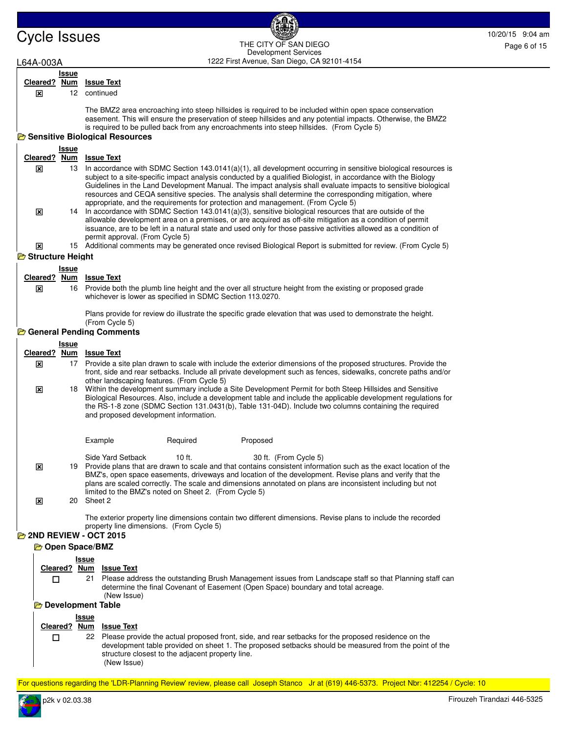| Cleared? | Issue Num | Issue Text |
|---|---|---|
| ☒ | 12 | continued<br><br>The BMZ2 area encroaching into steep hillsides is required to be included within open space conservation easement. This will ensure the preservation of steep hillsides and any potential impacts. Otherwise, the BMZ2 is required to be pulled back from any encroachments into steep hillsides. (From Cycle 5) |

## Sensitive Biological Resources

| Cleared? | Issue Num | Issue Text |
|---|---|---|
| ☒ | 13 | In accordance with SDMC Section 143.0141(a)(1), all development occurring in sensitive biological resources is subject to a site-specific impact analysis conducted by a qualified Biologist, in accordance with the Biology Guidelines in the Land Development Manual. The impact analysis shall evaluate impacts to sensitive biological resources and CEQA sensitive species. The analysis shall determine the corresponding mitigation, where appropriate, and the requirements for protection and management. (From Cycle 5) |
| ☒ | 14 | In accordance with SDMC Section 143.0141(a)(3), sensitive biological resources that are outside of the allowable development area on a premises, or are acquired as off-site mitigation as a condition of permit issuance, are to be left in a natural state and used only for those passive activities allowed as a condition of permit approval. (From Cycle 5) |
| ☒ | 15 | Additional comments may be generated once revised Biological Report is submitted for review. (From Cycle 5) |

## Structure Height

| Cleared? | Issue Num | Issue Text |
|---|---|---|
| ☒ | 16 | Provide both the plumb line height and the over all structure height from the existing or proposed grade whichever is lower as specified in SDMC Section 113.0270.<br><br>Plans provide for review do illustrate the specific grade elevation that was used to demonstrate the height. (From Cycle 5) |

## General Pending Comments

| Cleared? | Issue Num | Issue Text |
|---|---|---|
| ☒ | 17 | Provide a site plan drawn to scale with include the exterior dimensions of the proposed structures. Provide the front, side and rear setbacks. Include all private development such as fences, sidewalks, concrete paths and/or other landscaping features. (From Cycle 5) |
| ☒ | 18 | Within the development summary include a Site Development Permit for both Steep Hillsides and Sensitive Biological Resources. Also, include a development table and include the applicable development regulations for the RS-1-8 zone (SDMC Section 131.0431(b), Table 131-04D). Include two columns containing the required and proposed development information.<br><br>Example &nbsp;&nbsp; Required &nbsp;&nbsp; Proposed<br><br>Side Yard Setback &nbsp;&nbsp; 10 ft. &nbsp;&nbsp; 30 ft. (From Cycle 5) |
| ☒ | 19 | Provide plans that are drawn to scale and that contains consistent information such as the exact location of the BMZ's, open space easements, driveways and location of the development. Revise plans and verify that the plans are scaled correctly. The scale and dimensions annotated on plans are inconsistent including but not limited to the BMZ's noted on Sheet 2. (From Cycle 5) |
| ☒ | 20 | Sheet 2<br><br>The exterior property line dimensions contain two different dimensions. Revise plans to include the recorded property line dimensions. (From Cycle 5) |

## 2ND REVIEW - OCT 2015

### Open Space/BMZ

| Cleared? | Issue Num | Issue Text |
|---|---|---|
| ☐ | 21 | Please address the outstanding Brush Management issues from Landscape staff so that Planning staff can determine the final Covenant of Easement (Open Space) boundary and total acreage.<br>(New Issue) |

### Development Table

| Cleared? | Issue Num | Issue Text |
|---|---|---|
| ☐ | 22 | Please provide the actual proposed front, side, and rear setbacks for the proposed residence on the development table provided on sheet 1. The proposed setbacks should be measured from the point of the structure closest to the adjacent property line.<br>(New Issue) |

For questions regarding the 'LDR-Planning Review' review, please call Joseph Stanco Jr at (619) 446-5373. Project Nbr: 412254 / Cycle: 10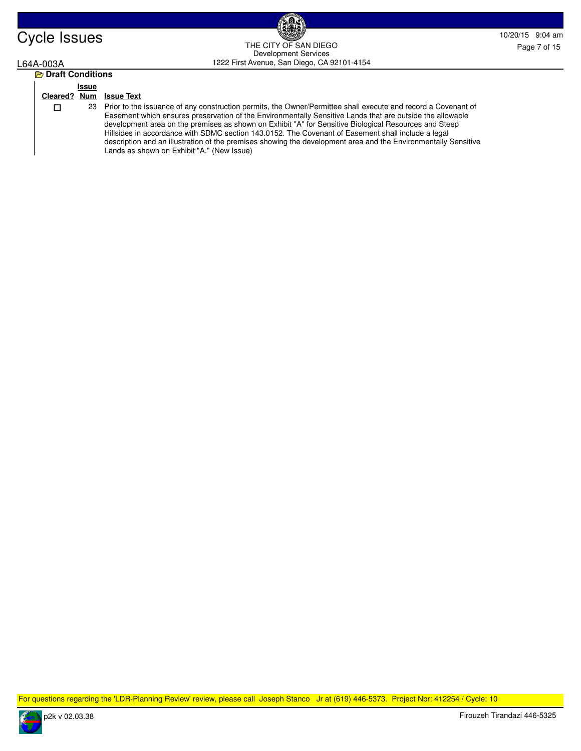L64A-003A

### Draft Conditions

| Cleared? | Issue Num | Issue Text |
|---|---|---|
| ☐ | 23 | Prior to the issuance of any construction permits, the Owner/Permittee shall execute and record a Covenant of Easement which ensures preservation of the Environmentally Sensitive Lands that are outside the allowable development area on the premises as shown on Exhibit "A" for Sensitive Biological Resources and Steep Hillsides in accordance with SDMC section 143.0152. The Covenant of Easement shall include a legal description and an illustration of the premises showing the development area and the Environmentally Sensitive Lands as shown on Exhibit "A." (New Issue) |

For questions regarding the 'LDR-Planning Review' review, please call Joseph Stanco Jr at (619) 446-5373. Project Nbr: 412254 / Cycle: 10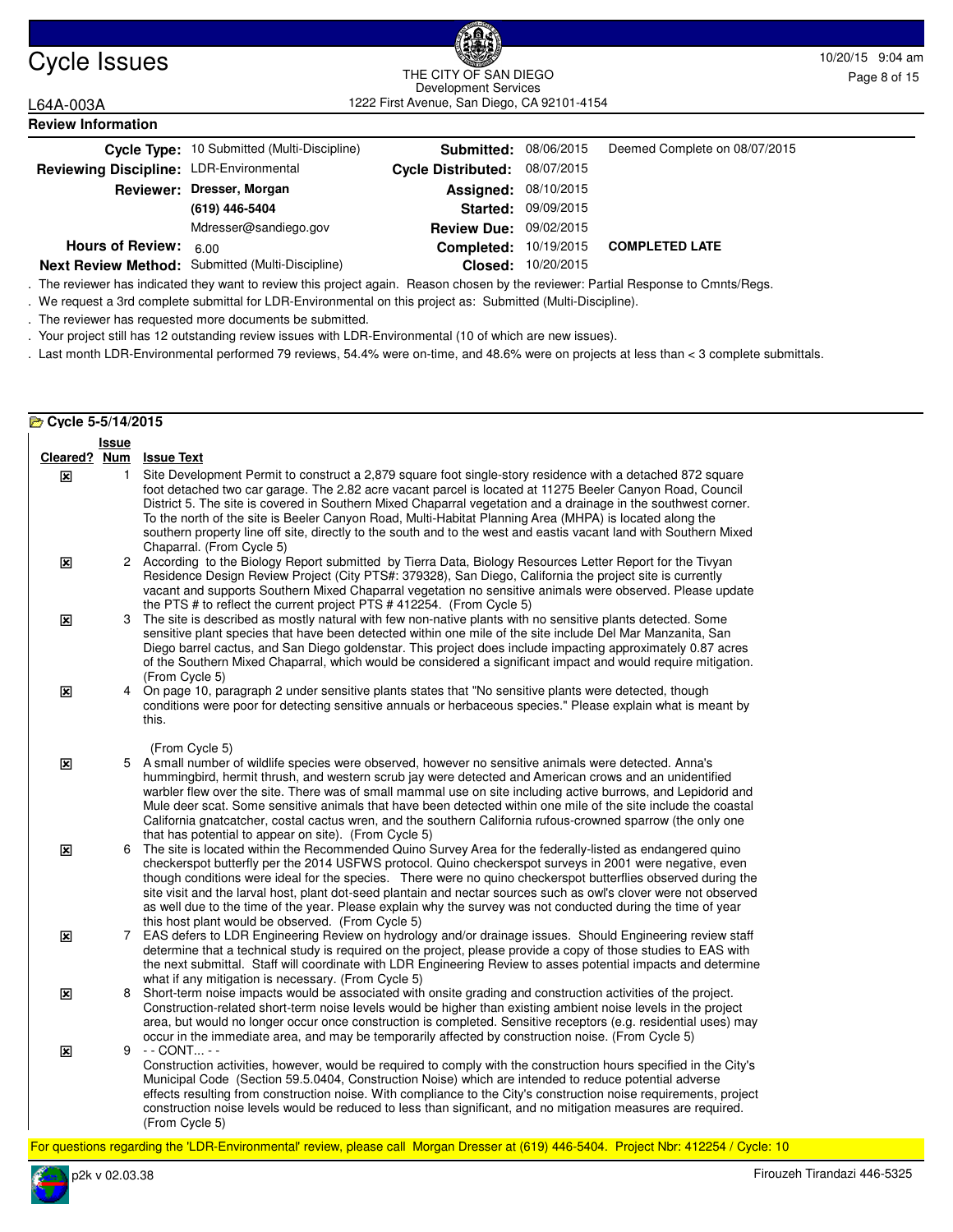# Cycle Issues

THE CITY OF SAN DIEGO
Development Services
1222 First Avenue, San Diego, CA 92101-4154

10/20/15 9:04 am

L64A-003A

## Review Information

| | | | | |
|---|---|---|---|---|
| **Cycle Type:** | 10 Submitted (Multi-Discipline) | **Submitted:** | 08/06/2015 | Deemed Complete on 08/07/2015 |
| **Reviewing Discipline:** | LDR-Environmental | **Cycle Distributed:** | 08/07/2015 | |
| **Reviewer:** | **Dresser, Morgan** | **Assigned:** | 08/10/2015 | |
| | **(619) 446-5404** | **Started:** | 09/09/2015 | |
| | Mdresser@sandiego.gov | **Review Due:** | 09/02/2015 | |
| **Hours of Review:** | 6.00 | **Completed:** | 10/19/2015 | **COMPLETED LATE** |
| **Next Review Method:** | Submitted (Multi-Discipline) | **Closed:** | 10/20/2015 | |

. The reviewer has indicated they want to review this project again. Reason chosen by the reviewer: Partial Response to Cmnts/Regs.
. We request a 3rd complete submittal for LDR-Environmental on this project as: Submitted (Multi-Discipline).
. The reviewer has requested more documents be submitted.
. Your project still has 12 outstanding review issues with LDR-Environmental (10 of which are new issues).
. Last month LDR-Environmental performed 79 reviews, 54.4% were on-time, and 48.6% were on projects at less than < 3 complete submittals.

### Cycle 5-5/14/2015

| Cleared? | Issue Num | Issue Text |
|---|---|---|
| ☒ | 1 | Site Development Permit to construct a 2,879 square foot single-story residence with a detached 872 square foot detached two car garage. The 2.82 acre vacant parcel is located at 11275 Beeler Canyon Road, Council District 5. The site is covered in Southern Mixed Chaparral vegetation and a drainage in the southwest corner. To the north of the site is Beeler Canyon Road, Multi-Habitat Planning Area (MHPA) is located along the southern property line off site, directly to the south and to the west and eastis vacant land with Southern Mixed Chaparral. (From Cycle 5) |
| ☒ | 2 | According to the Biology Report submitted by Tierra Data, Biology Resources Letter Report for the Tivyan Residence Design Review Project (City PTS#: 379328), San Diego, California the project site is currently vacant and supports Southern Mixed Chaparral vegetation no sensitive animals were observed. Please update the PTS # to reflect the current project PTS # 412254. (From Cycle 5) |
| ☒ | 3 | The site is described as mostly natural with few non-native plants with no sensitive plants detected. Some sensitive plant species that have been detected within one mile of the site include Del Mar Manzanita, San Diego barrel cactus, and San Diego goldenstar. This project does include impacting approximately 0.87 acres of the Southern Mixed Chaparral, which would be considered a significant impact and would require mitigation. (From Cycle 5) |
| ☒ | 4 | On page 10, paragraph 2 under sensitive plants states that "No sensitive plants were detected, though conditions were poor for detecting sensitive annuals or herbaceous species." Please explain what is meant by this.<br><br>(From Cycle 5) |
| ☒ | 5 | A small number of wildlife species were observed, however no sensitive animals were detected. Anna's hummingbird, hermit thrush, and western scrub jay were detected and American crows and an unidentified warbler flew over the site. There was of small mammal use on site including active burrows, and Lepidorid and Mule deer scat. Some sensitive animals that have been detected within one mile of the site include the coastal California gnatcatcher, costal cactus wren, and the southern California rufous-crowned sparrow (the only one that has potential to appear on site). (From Cycle 5) |
| ☒ | 6 | The site is located within the Recommended Quino Survey Area for the federally-listed as endangered quino checkerspot butterfly per the 2014 USFWS protocol. Quino checkerspot surveys in 2001 were negative, even though conditions were ideal for the species. There were no quino checkerspot butterflies observed during the site visit and the larval host, plant dot-seed plantain and nectar sources such as owl's clover were not observed as well due to the time of the year. Please explain why the survey was not conducted during the time of year this host plant would be observed. (From Cycle 5) |
| ☒ | 7 | EAS defers to LDR Engineering Review on hydrology and/or drainage issues. Should Engineering review staff determine that a technical study is required on the project, please provide a copy of those studies to EAS with the next submittal. Staff will coordinate with LDR Engineering Review to asses potential impacts and determine what if any mitigation is necessary. (From Cycle 5) |
| ☒ | 8 | Short-term noise impacts would be associated with onsite grading and construction activities of the project. Construction-related short-term noise levels would be higher than existing ambient noise levels in the project area, but would no longer occur once construction is completed. Sensitive receptors (e.g. residential uses) may occur in the immediate area, and may be temporarily affected by construction noise. (From Cycle 5) |
| ☒ | 9 | - - CONT... - -<br>Construction activities, however, would be required to comply with the construction hours specified in the City's Municipal Code (Section 59.5.0404, Construction Noise) which are intended to reduce potential adverse effects resulting from construction noise. With compliance to the City's construction noise requirements, project construction noise levels would be reduced to less than significant, and no mitigation measures are required. (From Cycle 5) |

For questions regarding the 'LDR-Environmental' review, please call Morgan Dresser at (619) 446-5404. Project Nbr: 412254 / Cycle: 10

p2k v 02.03.38 Firouzeh Tirandazi 446-5325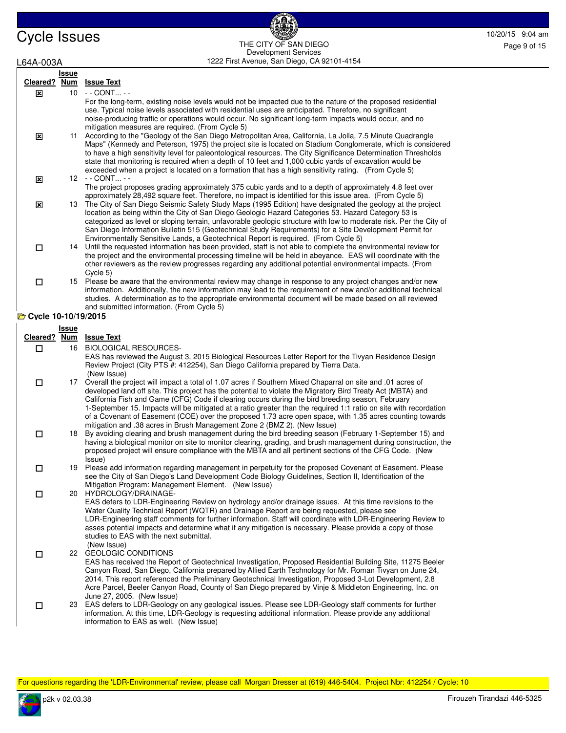| Cleared? | Issue Num | Issue Text |
|---|---|---|
| ☒ | 10 | - - CONT... - - For the long-term, existing noise levels would not be impacted due to the nature of the proposed residential use. Typical noise levels associated with residential uses are anticipated. Therefore, no significant noise-producing traffic or operations would occur. No significant long-term impacts would occur, and no mitigation measures are required. (From Cycle 5) |
| ☒ | 11 | According to the "Geology of the San Diego Metropolitan Area, California, La Jolla, 7.5 Minute Quadrangle Maps" (Kennedy and Peterson, 1975) the project site is located on Stadium Conglomerate, which is considered to have a high sensitivity level for paleontological resources. The City Significance Determination Thresholds state that monitoring is required when a depth of 10 feet and 1,000 cubic yards of excavation would be exceeded when a project is located on a formation that has a high sensitivity rating. (From Cycle 5) |
| ☒ | 12 | - - CONT... - - The project proposes grading approximately 375 cubic yards and to a depth of approximately 4.8 feet over approximately 28,492 square feet. Therefore, no impact is identified for this issue area. (From Cycle 5) |
| ☒ | 13 | The City of San Diego Seismic Safety Study Maps (1995 Edition) have designated the geology at the project location as being within the City of San Diego Geologic Hazard Categories 53. Hazard Category 53 is categorized as level or sloping terrain, unfavorable geologic structure with low to moderate risk. Per the City of San Diego Information Bulletin 515 (Geotechnical Study Requirements) for a Site Development Permit for Environmentally Sensitive Lands, a Geotechnical Report is required. (From Cycle 5) |
| ☐ | 14 | Until the requested information has been provided, staff is not able to complete the environmental review for the project and the environmental processing timeline will be held in abeyance. EAS will coordinate with the other reviewers as the review progresses regarding any additional potential environmental impacts. (From Cycle 5) |
| ☐ | 15 | Please be aware that the environmental review may change in response to any project changes and/or new information. Additionally, the new information may lead to the requirement of new and/or additional technical studies. A determination as to the appropriate environmental document will be made based on all reviewed and submitted information. (From Cycle 5) |

## Cycle 10-10/19/2015

| Cleared? | Issue Num | Issue Text |
|---|---|---|
| ☐ | 16 | BIOLOGICAL RESOURCES- EAS has reviewed the August 3, 2015 Biological Resources Letter Report for the Tivyan Residence Design Review Project (City PTS #: 412254), San Diego California prepared by Tierra Data. (New Issue) |
| ☐ | 17 | Overall the project will impact a total of 1.07 acres if Southern Mixed Chaparral on site and .01 acres of developed land off site. This project has the potential to violate the Migratory Bird Treaty Act (MBTA) and California Fish and Game (CFG) Code if clearing occurs during the bird breeding season, February 1-September 15. Impacts will be mitigated at a ratio greater than the required 1:1 ratio on site with recordation of a Covenant of Easement (COE) over the proposed 1.73 acre open space, with 1.35 acres counting towards mitigation and .38 acres in Brush Management Zone 2 (BMZ 2). (New Issue) |
| ☐ | 18 | By avoiding clearing and brush management during the bird breeding season (February 1-September 15) and having a biological monitor on site to monitor clearing, grading, and brush management during construction, the proposed project will ensure compliance with the MBTA and all pertinent sections of the CFG Code. (New Issue) |
| ☐ | 19 | Please add information regarding management in perpetuity for the proposed Covenant of Easement. Please see the City of San Diego's Land Development Code Biology Guidelines, Section II, Identification of the Mitigation Program: Management Element. (New Issue) |
| ☐ | 20 | HYDROLOGY/DRAINAGE- EAS defers to LDR-Engineering Review on hydrology and/or drainage issues. At this time revisions to the Water Quality Technical Report (WQTR) and Drainage Report are being requested, please see LDR-Engineering staff comments for further information. Staff will coordinate with LDR-Engineering Review to asses potential impacts and determine what if any mitigation is necessary. Please provide a copy of those studies to EAS with the next submittal. (New Issue) |
| ☐ | 22 | GEOLOGIC CONDITIONS EAS has received the Report of Geotechnical Investigation, Proposed Residential Building Site, 11275 Beeler Canyon Road, San Diego, California prepared by Allied Earth Technology for Mr. Roman Tivyan on June 24, 2014. This report referenced the Preliminary Geotechnical Investigation, Proposed 3-Lot Development, 2.8 Acre Parcel, Beeler Canyon Road, County of San Diego prepared by Vinje & Middleton Engineering, Inc. on June 27, 2005. (New Issue) |
| ☐ | 23 | EAS defers to LDR-Geology on any geological issues. Please see LDR-Geology staff comments for further information. At this time, LDR-Geology is requesting additional information. Please provide any additional information to EAS as well. (New Issue) |

For questions regarding the 'LDR-Environmental' review, please call Morgan Dresser at (619) 446-5404. Project Nbr: 412254 / Cycle: 10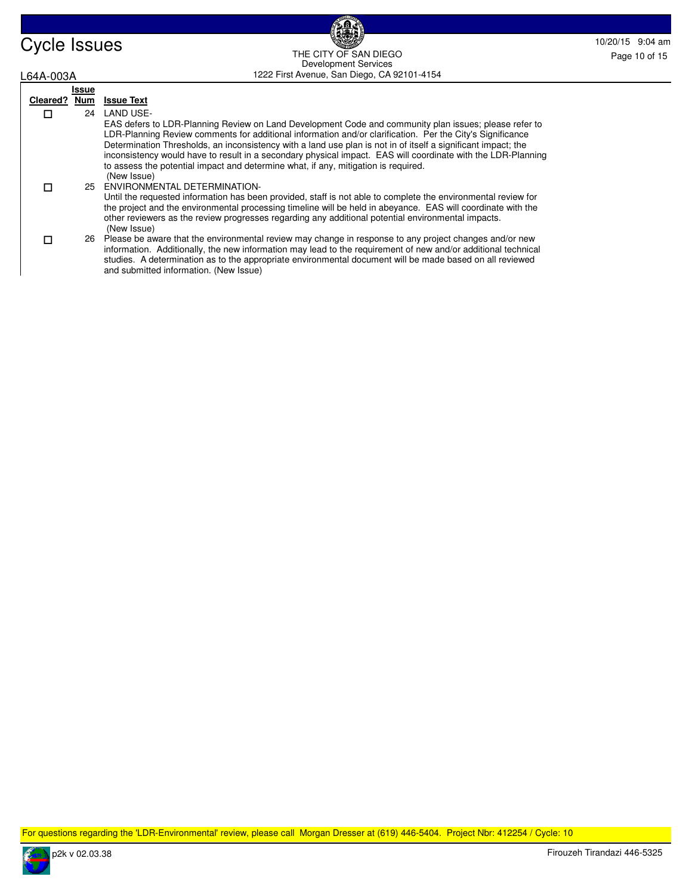| Cleared? | Issue Num | Issue Text |
|---|---|---|
| ☐ | 24 | LAND USE-<br>EAS defers to LDR-Planning Review on Land Development Code and community plan issues; please refer to LDR-Planning Review comments for additional information and/or clarification. Per the City's Significance Determination Thresholds, an inconsistency with a land use plan is not in of itself a significant impact; the inconsistency would have to result in a secondary physical impact. EAS will coordinate with the LDR-Planning to assess the potential impact and determine what, if any, mitigation is required.<br>(New Issue) |
| ☐ | 25 | ENVIRONMENTAL DETERMINATION-<br>Until the requested information has been provided, staff is not able to complete the environmental review for the project and the environmental processing timeline will be held in abeyance. EAS will coordinate with the other reviewers as the review progresses regarding any additional potential environmental impacts.<br>(New Issue) |
| ☐ | 26 | Please be aware that the environmental review may change in response to any project changes and/or new information. Additionally, the new information may lead to the requirement of new and/or additional technical studies. A determination as to the appropriate environmental document will be made based on all reviewed and submitted information. (New Issue) |

For questions regarding the 'LDR-Environmental' review, please call Morgan Dresser at (619) 446-5404. Project Nbr: 412254 / Cycle: 10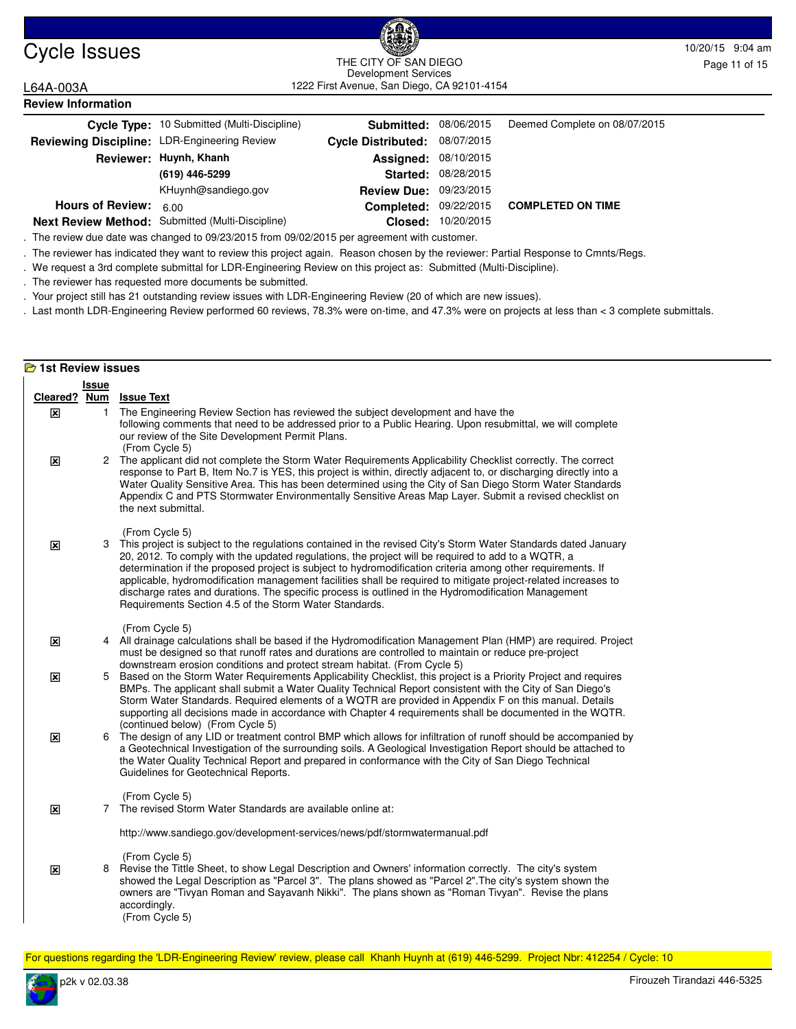# Cycle Issues

THE CITY OF SAN DIEGO
Development Services
1222 First Avenue, San Diego, CA 92101-4154

10/20/15 9:04 am

L64A-003A

## Review Information

| | | | | |
|---|---|---|---|---|
| **Cycle Type:** | 10 Submitted (Multi-Discipline) | **Submitted:** | 08/06/2015 | Deemed Complete on 08/07/2015 |
| **Reviewing Discipline:** | LDR-Engineering Review | **Cycle Distributed:** | 08/07/2015 | |
| **Reviewer:** | **Huynh, Khanh** | **Assigned:** | 08/10/2015 | |
| | **(619) 446-5299** | **Started:** | 08/28/2015 | |
| | KHuynh@sandiego.gov | **Review Due:** | 09/23/2015 | |
| **Hours of Review:** | 6.00 | **Completed:** | 09/22/2015 | **COMPLETED ON TIME** |
| **Next Review Method:** | Submitted (Multi-Discipline) | **Closed:** | 10/20/2015 | |

. The review due date was changed to 09/23/2015 from 09/02/2015 per agreement with customer.

. The reviewer has indicated they want to review this project again. Reason chosen by the reviewer: Partial Response to Cmnts/Regs.

. We request a 3rd complete submittal for LDR-Engineering Review on this project as: Submitted (Multi-Discipline).

. The reviewer has requested more documents be submitted.

. Your project still has 21 outstanding review issues with LDR-Engineering Review (20 of which are new issues).

. Last month LDR-Engineering Review performed 60 reviews, 78.3% were on-time, and 47.3% were on projects at less than < 3 complete submittals.

## 1st Review issues

| Cleared? | Issue Num | Issue Text |
|---|---|---|
| ☒ | 1 | The Engineering Review Section has reviewed the subject development and have the following comments that need to be addressed prior to a Public Hearing. Upon resubmittal, we will complete our review of the Site Development Permit Plans. (From Cycle 5) |
| ☒ | 2 | The applicant did not complete the Storm Water Requirements Applicability Checklist correctly. The correct response to Part B, Item No.7 is YES, this project is within, directly adjacent to, or discharging directly into a Water Quality Sensitive Area. This has been determined using the City of San Diego Storm Water Standards Appendix C and PTS Stormwater Environmentally Sensitive Areas Map Layer. Submit a revised checklist on the next submittal. (From Cycle 5) |
| ☒ | 3 | This project is subject to the regulations contained in the revised City's Storm Water Standards dated January 20, 2012. To comply with the updated regulations, the project will be required to add to a WQTR, a determination if the proposed project is subject to hydromodification criteria among other requirements. If applicable, hydromodification management facilities shall be required to mitigate project-related increases to discharge rates and durations. The specific process is outlined in the Hydromodification Management Requirements Section 4.5 of the Storm Water Standards. (From Cycle 5) |
| ☒ | 4 | All drainage calculations shall be based if the Hydromodification Management Plan (HMP) are required. Project must be designed so that runoff rates and durations are controlled to maintain or reduce pre-project downstream erosion conditions and protect stream habitat. (From Cycle 5) |
| ☒ | 5 | Based on the Storm Water Requirements Applicability Checklist, this project is a Priority Project and requires BMPs. The applicant shall submit a Water Quality Technical Report consistent with the City of San Diego's Storm Water Standards. Required elements of a WQTR are provided in Appendix F on this manual. Details supporting all decisions made in accordance with Chapter 4 requirements shall be documented in the WQTR. (continued below) (From Cycle 5) |
| ☒ | 6 | The design of any LID or treatment control BMP which allows for infiltration of runoff should be accompanied by a Geotechnical Investigation of the surrounding soils. A Geological Investigation Report should be attached to the Water Quality Technical Report and prepared in conformance with the City of San Diego Technical Guidelines for Geotechnical Reports. (From Cycle 5) |
| ☒ | 7 | The revised Storm Water Standards are available online at: http://www.sandiego.gov/development-services/news/pdf/stormwatermanual.pdf (From Cycle 5) |
| ☒ | 8 | Revise the Tittle Sheet, to show Legal Description and Owners' information correctly. The city's system showed the Legal Description as "Parcel 3". The plans showed as "Parcel 2".The city's system shown the owners are "Tivyan Roman and Sayavanh Nikki". The plans shown as "Roman Tivyan". Revise the plans accordingly. (From Cycle 5) |

For questions regarding the 'LDR-Engineering Review' review, please call Khanh Huynh at (619) 446-5299. Project Nbr: 412254 / Cycle: 10

p2k v 02.03.38 Firouzeh Tirandazi 446-5325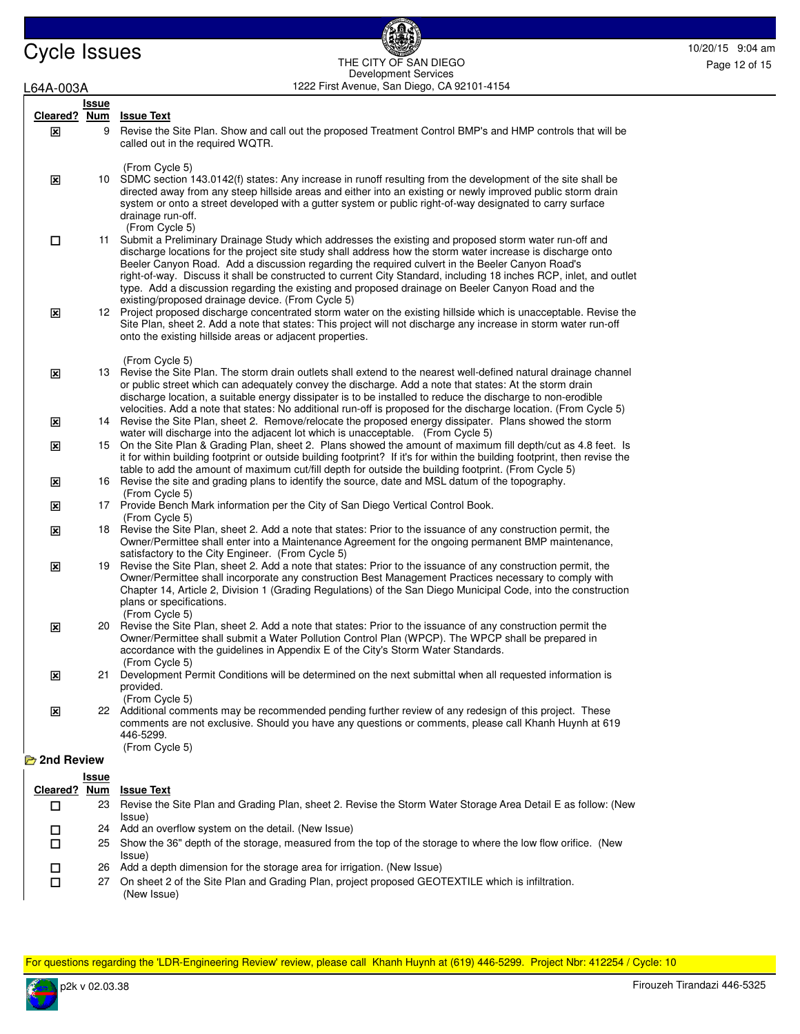L64A-003A

| Cleared? | Issue Num | Issue Text |
|---|---|---|
| ☒ | 9 | Revise the Site Plan. Show and call out the proposed Treatment Control BMP's and HMP controls that will be called out in the required WQTR.<br><br>(From Cycle 5) |
| ☒ | 10 | SDMC section 143.0142(f) states: Any increase in runoff resulting from the development of the site shall be directed away from any steep hillside areas and either into an existing or newly improved public storm drain system or onto a street developed with a gutter system or public right-of-way designated to carry surface drainage run-off.<br>(From Cycle 5) |
| ☐ | 11 | Submit a Preliminary Drainage Study which addresses the existing and proposed storm water run-off and discharge locations for the project site study shall address how the storm water increase is discharge onto Beeler Canyon Road. Add a discussion regarding the required culvert in the Beeler Canyon Road's right-of-way. Discuss it shall be constructed to current City Standard, including 18 inches RCP, inlet, and outlet type. Add a discussion regarding the existing and proposed drainage on Beeler Canyon Road and the existing/proposed drainage device. (From Cycle 5) |
| ☒ | 12 | Project proposed discharge concentrated storm water on the existing hillside which is unacceptable. Revise the Site Plan, sheet 2. Add a note that states: This project will not discharge any increase in storm water run-off onto the existing hillside areas or adjacent properties.<br><br>(From Cycle 5) |
| ☒ | 13 | Revise the Site Plan. The storm drain outlets shall extend to the nearest well-defined natural drainage channel or public street which can adequately convey the discharge. Add a note that states: At the storm drain discharge location, a suitable energy dissipater is to be installed to reduce the discharge to non-erodible velocities. Add a note that states: No additional run-off is proposed for the discharge location. (From Cycle 5) |
| ☒ | 14 | Revise the Site Plan, sheet 2. Remove/relocate the proposed energy dissipater. Plans showed the storm water will discharge into the adjacent lot which is unacceptable. (From Cycle 5) |
| ☒ | 15 | On the Site Plan & Grading Plan, sheet 2. Plans showed the amount of maximum fill depth/cut as 4.8 feet. Is it for within building footprint or outside building footprint? If it's for within the building footprint, then revise the table to add the amount of maximum cut/fill depth for outside the building footprint. (From Cycle 5) |
| ☒ | 16 | Revise the site and grading plans to identify the source, date and MSL datum of the topography.<br>(From Cycle 5) |
| ☒ | 17 | Provide Bench Mark information per the City of San Diego Vertical Control Book.<br>(From Cycle 5) |
| ☒ | 18 | Revise the Site Plan, sheet 2. Add a note that states: Prior to the issuance of any construction permit, the Owner/Permittee shall enter into a Maintenance Agreement for the ongoing permanent BMP maintenance, satisfactory to the City Engineer. (From Cycle 5) |
| ☒ | 19 | Revise the Site Plan, sheet 2. Add a note that states: Prior to the issuance of any construction permit, the Owner/Permittee shall incorporate any construction Best Management Practices necessary to comply with Chapter 14, Article 2, Division 1 (Grading Regulations) of the San Diego Municipal Code, into the construction plans or specifications.<br>(From Cycle 5) |
| ☒ | 20 | Revise the Site Plan, sheet 2. Add a note that states: Prior to the issuance of any construction permit the Owner/Permittee shall submit a Water Pollution Control Plan (WPCP). The WPCP shall be prepared in accordance with the guidelines in Appendix E of the City's Storm Water Standards.<br>(From Cycle 5) |
| ☒ | 21 | Development Permit Conditions will be determined on the next submittal when all requested information is provided.<br>(From Cycle 5) |
| ☒ | 22 | Additional comments may be recommended pending further review of any redesign of this project. These comments are not exclusive. Should you have any questions or comments, please call Khanh Huynh at 619 446-5299.<br>(From Cycle 5) |

## 2nd Review

| Cleared? | Issue Num | Issue Text |
|---|---|---|
| ☐ | 23 | Revise the Site Plan and Grading Plan, sheet 2. Revise the Storm Water Storage Area Detail E as follow: (New Issue) |
| ☐ | 24 | Add an overflow system on the detail. (New Issue) |
| ☐ | 25 | Show the 36" depth of the storage, measured from the top of the storage to where the low flow orifice. (New Issue) |
| ☐ | 26 | Add a depth dimension for the storage area for irrigation. (New Issue) |
| ☐ | 27 | On sheet 2 of the Site Plan and Grading Plan, project proposed GEOTEXTILE which is infiltration.<br>(New Issue) |

For questions regarding the 'LDR-Engineering Review' review, please call Khanh Huynh at (619) 446-5299. Project Nbr: 412254 / Cycle: 10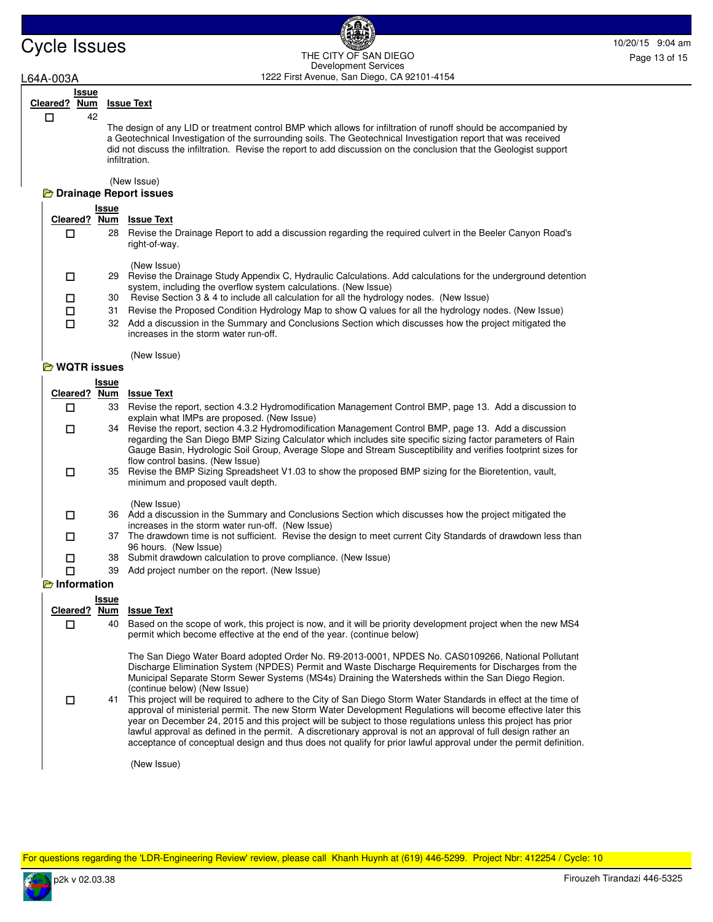| Cleared? | Issue Num | Issue Text |
|---|---|---|
| ☐ | 42 | The design of any LID or treatment control BMP which allows for infiltration of runoff should be accompanied by a Geotechnical Investigation of the surrounding soils. The Geotechnical Investigation report that was received did not discuss the infiltration. Revise the report to add discussion on the conclusion that the Geologist support infiltration. (New Issue) |

### Drainage Report issues

| Cleared? | Issue Num | Issue Text |
|---|---|---|
| ☐ | 28 | Revise the Drainage Report to add a discussion regarding the required culvert in the Beeler Canyon Road's right-of-way. (New Issue) |
| ☐ | 29 | Revise the Drainage Study Appendix C, Hydraulic Calculations. Add calculations for the underground detention system, including the overflow system calculations. (New Issue) |
| ☐ | 30 | Revise Section 3 & 4 to include all calculation for all the hydrology nodes. (New Issue) |
| ☐ | 31 | Revise the Proposed Condition Hydrology Map to show Q values for all the hydrology nodes. (New Issue) |
| ☐ | 32 | Add a discussion in the Summary and Conclusions Section which discusses how the project mitigated the increases in the storm water run-off. (New Issue) |

### WQTR issues

| Cleared? | Issue Num | Issue Text |
|---|---|---|
| ☐ | 33 | Revise the report, section 4.3.2 Hydromodification Management Control BMP, page 13. Add a discussion to explain what IMPs are proposed. (New Issue) |
| ☐ | 34 | Revise the report, section 4.3.2 Hydromodification Management Control BMP, page 13. Add a discussion regarding the San Diego BMP Sizing Calculator which includes site specific sizing factor parameters of Rain Gauge Basin, Hydrologic Soil Group, Average Slope and Stream Susceptibility and verifies footprint sizes for flow control basins. (New Issue) |
| ☐ | 35 | Revise the BMP Sizing Spreadsheet V1.03 to show the proposed BMP sizing for the Bioretention, vault, minimum and proposed vault depth. (New Issue) |
| ☐ | 36 | Add a discussion in the Summary and Conclusions Section which discusses how the project mitigated the increases in the storm water run-off. (New Issue) |
| ☐ | 37 | The drawdown time is not sufficient. Revise the design to meet current City Standards of drawdown less than 96 hours. (New Issue) |
| ☐ | 38 | Submit drawdown calculation to prove compliance. (New Issue) |
| ☐ | 39 | Add project number on the report. (New Issue) |

### Information

| Cleared? | Issue Num | Issue Text |
|---|---|---|
| ☐ | 40 | Based on the scope of work, this project is now, and it will be priority development project when the new MS4 permit which become effective at the end of the year. (continue below)<br><br>The San Diego Water Board adopted Order No. R9-2013-0001, NPDES No. CAS0109266, National Pollutant Discharge Elimination System (NPDES) Permit and Waste Discharge Requirements for Discharges from the Municipal Separate Storm Sewer Systems (MS4s) Draining the Watersheds within the San Diego Region. (continue below) (New Issue) |
| ☐ | 41 | This project will be required to adhere to the City of San Diego Storm Water Standards in effect at the time of approval of ministerial permit. The new Storm Water Development Regulations will become effective later this year on December 24, 2015 and this project will be subject to those regulations unless this project has prior lawful approval as defined in the permit. A discretionary approval is not an approval of full design rather an acceptance of conceptual design and thus does not qualify for prior lawful approval under the permit definition. (New Issue) |

For questions regarding the 'LDR-Engineering Review' review, please call Khanh Huynh at (619) 446-5299. Project Nbr: 412254 / Cycle: 10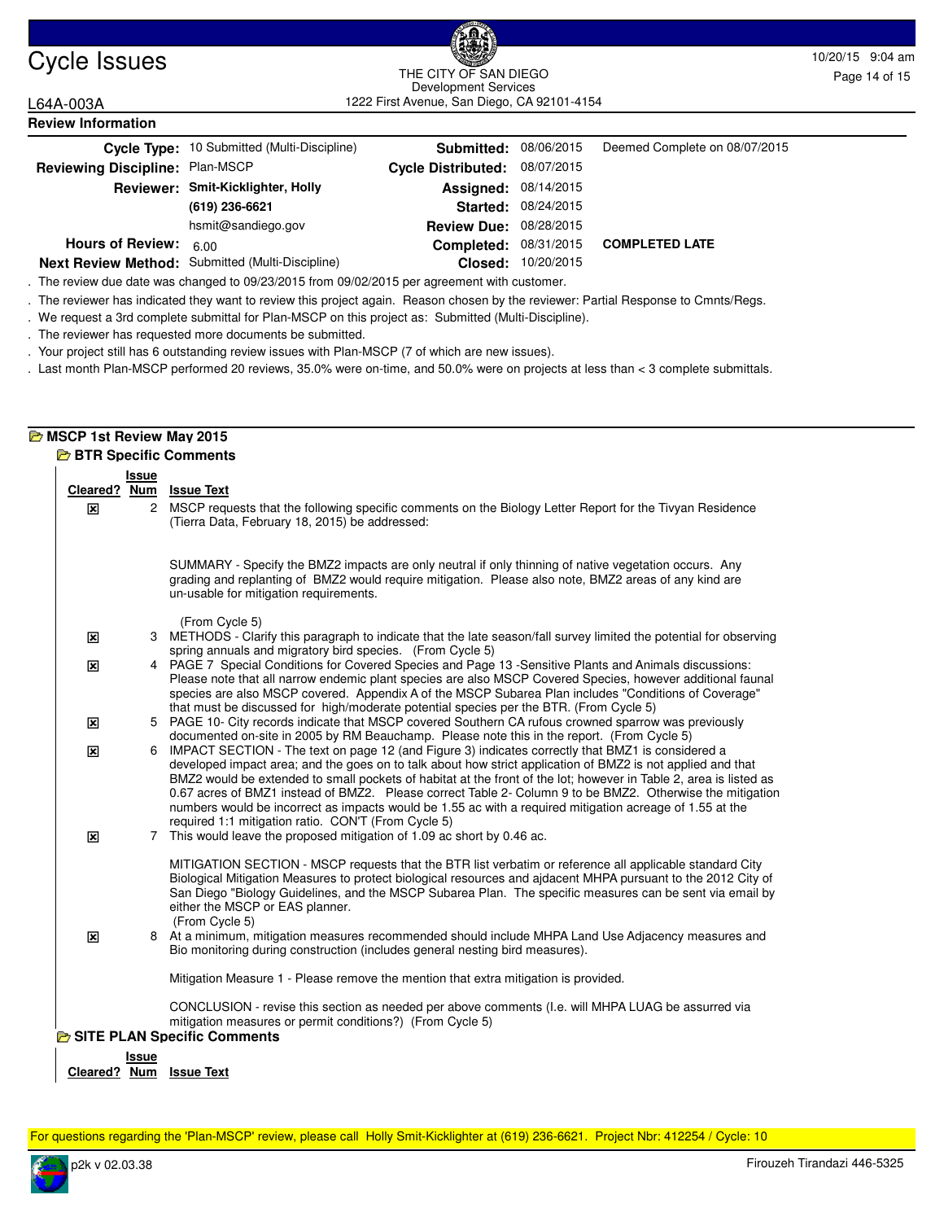# Cycle Issues

THE CITY OF SAN DIEGO
Development Services
1222 First Avenue, San Diego, CA 92101-4154

L64A-003A

10/20/15 9:04 am

## Review Information

| | | | | |
|---|---|---|---|---|
| **Cycle Type:** | 10 Submitted (Multi-Discipline) | **Submitted:** | 08/06/2015 | Deemed Complete on 08/07/2015 |
| **Reviewing Discipline:** | Plan-MSCP | **Cycle Distributed:** | 08/07/2015 | |
| **Reviewer:** | **Smit-Kicklighter, Holly** | **Assigned:** | 08/14/2015 | |
| | **(619) 236-6621** | **Started:** | 08/24/2015 | |
| | hsmit@sandiego.gov | **Review Due:** | 08/28/2015 | |
| **Hours of Review:** | 6.00 | **Completed:** | 08/31/2015 | **COMPLETED LATE** |
| **Next Review Method:** | Submitted (Multi-Discipline) | **Closed:** | 10/20/2015 | |

. The review due date was changed to 09/23/2015 from 09/02/2015 per agreement with customer.

. The reviewer has indicated they want to review this project again. Reason chosen by the reviewer: Partial Response to Cmnts/Regs.

. We request a 3rd complete submittal for Plan-MSCP on this project as: Submitted (Multi-Discipline).

. The reviewer has requested more documents be submitted.

. Your project still has 6 outstanding review issues with Plan-MSCP (7 of which are new issues).

. Last month Plan-MSCP performed 20 reviews, 35.0% were on-time, and 50.0% were on projects at less than < 3 complete submittals.

## MSCP 1st Review May 2015

### BTR Specific Comments

| Cleared? | Issue Num | Issue Text |
|---|---|---|
| ☒ | 2 | MSCP requests that the following specific comments on the Biology Letter Report for the Tivyan Residence (Tierra Data, February 18, 2015) be addressed:<br><br>SUMMARY - Specify the BMZ2 impacts are only neutral if only thinning of native vegetation occurs. Any grading and replanting of BMZ2 would require mitigation. Please also note, BMZ2 areas of any kind are un-usable for mitigation requirements.<br><br>(From Cycle 5) |
| ☒ | 3 | METHODS - Clarify this paragraph to indicate that the late season/fall survey limited the potential for observing spring annuals and migratory bird species. (From Cycle 5) |
| ☒ | 4 | PAGE 7 Special Conditions for Covered Species and Page 13 -Sensitive Plants and Animals discussions: Please note that all narrow endemic plant species are also MSCP Covered Species, however additional faunal species are also MSCP covered. Appendix A of the MSCP Subarea Plan includes "Conditions of Coverage" that must be discussed for high/moderate potential species per the BTR. (From Cycle 5) |
| ☒ | 5 | PAGE 10- City records indicate that MSCP covered Southern CA rufous crowned sparrow was previously documented on-site in 2005 by RM Beauchamp. Please note this in the report. (From Cycle 5) |
| ☒ | 6 | IMPACT SECTION - The text on page 12 (and Figure 3) indicates correctly that BMZ1 is considered a developed impact area; and the goes on to talk about how strict application of BMZ2 is not applied and that BMZ2 would be extended to small pockets of habitat at the front of the lot; however in Table 2, area is listed as 0.67 acres of BMZ1 instead of BMZ2. Please correct Table 2- Column 9 to be BMZ2. Otherwise the mitigation numbers would be incorrect as impacts would be 1.55 ac with a required mitigation acreage of 1.55 at the required 1:1 mitigation ratio. CON'T (From Cycle 5) |
| ☒ | 7 | This would leave the proposed mitigation of 1.09 ac short by 0.46 ac.<br><br>MITIGATION SECTION - MSCP requests that the BTR list verbatim or reference all applicable standard City Biological Mitigation Measures to protect biological resources and ajdacent MHPA pursuant to the 2012 City of San Diego "Biology Guidelines, and the MSCP Subarea Plan. The specific measures can be sent via email by either the MSCP or EAS planner.<br>(From Cycle 5) |
| ☒ | 8 | At a minimum, mitigation measures recommended should include MHPA Land Use Adjacency measures and Bio monitoring during construction (includes general nesting bird measures).<br><br>Mitigation Measure 1 - Please remove the mention that extra mitigation is provided.<br><br>CONCLUSION - revise this section as needed per above comments (I.e. will MHPA LUAG be assurred via mitigation measures or permit conditions?) (From Cycle 5) |

### SITE PLAN Specific Comments

| Cleared? | Issue Num | Issue Text |
|---|---|---|

For questions regarding the 'Plan-MSCP' review, please call Holly Smit-Kicklighter at (619) 236-6621. Project Nbr: 412254 / Cycle: 10

p2k v 02.03.38 — Firouzeh Tirandazi 446-5325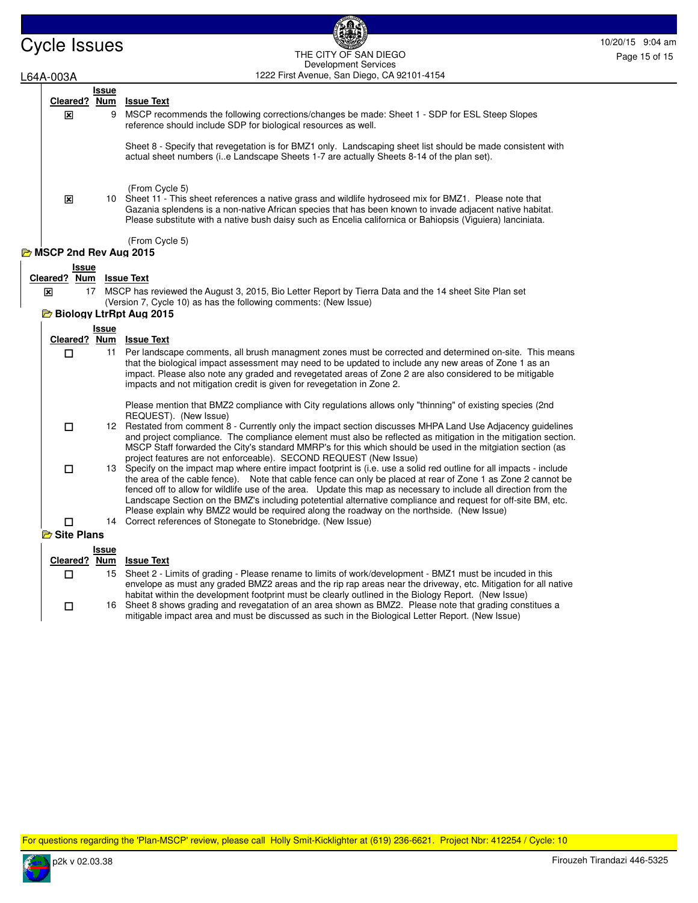| Cleared? | Issue Num | Issue Text |
| --- | --- | --- |
| ☒ | 9 | MSCP recommends the following corrections/changes be made: Sheet 1 - SDP for ESL Steep Slopes reference should include SDP for biological resources as well.<br><br>Sheet 8 - Specify that revegetation is for BMZ1 only. Landscaping sheet list should be made consistent with actual sheet numbers (i..e Landscape Sheets 1-7 are actually Sheets 8-14 of the plan set).<br><br>(From Cycle 5) |
| ☒ | 10 | Sheet 11 - This sheet references a native grass and wildlife hydroseed mix for BMZ1. Please note that Gazania splendens is a non-native African species that has been known to invade adjacent native habitat. Please substitute with a native bush daisy such as Encelia californica or Bahiopsis (Viguiera) lanciniata.<br><br>(From Cycle 5) |

## MSCP 2nd Rev Aug 2015

| Cleared? | Issue Num | Issue Text |
| --- | --- | --- |
| ☒ | 17 | MSCP has reviewed the August 3, 2015, Bio Letter Report by Tierra Data and the 14 sheet Site Plan set (Version 7, Cycle 10) as has the following comments: (New Issue) |

### Biology LtrRpt Aug 2015

| Cleared? | Issue Num | Issue Text |
| --- | --- | --- |
| ☐ | 11 | Per landscape comments, all brush managment zones must be corrected and determined on-site. This means that the biological impact assessment may need to be updated to include any new areas of Zone 1 as an impact. Please also note any graded and revegetated areas of Zone 2 are also considered to be mitigable impacts and not mitigation credit is given for revegetation in Zone 2.<br><br>Please mention that BMZ2 compliance with City regulations allows only "thinning" of existing species (2nd REQUEST). (New Issue) |
| ☐ | 12 | Restated from comment 8 - Currently only the impact section discusses MHPA Land Use Adjacency guidelines and project compliance. The compliance element must also be reflected as mitigation in the mitigation section. MSCP Staff forwarded the City's standard MMRP's for this which should be used in the mitgiation section (as project features are not enforceable). SECOND REQUEST (New Issue) |
| ☐ | 13 | Specify on the impact map where entire impact footprint is (i.e. use a solid red outline for all impacts - include the area of the cable fence). Note that cable fence can only be placed at rear of Zone 1 as Zone 2 cannot be fenced off to allow for wildlife use of the area. Update this map as necessary to include all direction from the Landscape Section on the BMZ's including potetential alternative compliance and request for off-site BM, etc. Please explain why BMZ2 would be required along the roadway on the northside. (New Issue) |
| ☐ | 14 | Correct references of Stonegate to Stonebridge. (New Issue) |

### Site Plans

| Cleared? | Issue Num | Issue Text |
| --- | --- | --- |
| ☐ | 15 | Sheet 2 - Limits of grading - Please rename to limits of work/development - BMZ1 must be incuded in this envelope as must any graded BMZ2 areas and the rip rap areas near the driveway, etc. Mitigation for all native habitat within the development footprint must be clearly outlined in the Biology Report. (New Issue) |
| ☐ | 16 | Sheet 8 shows grading and revegatation of an area shown as BMZ2. Please note that grading constitues a mitigable impact area and must be discussed as such in the Biological Letter Report. (New Issue) |

For questions regarding the 'Plan-MSCP' review, please call Holly Smit-Kicklighter at (619) 236-6621. Project Nbr: 412254 / Cycle: 10